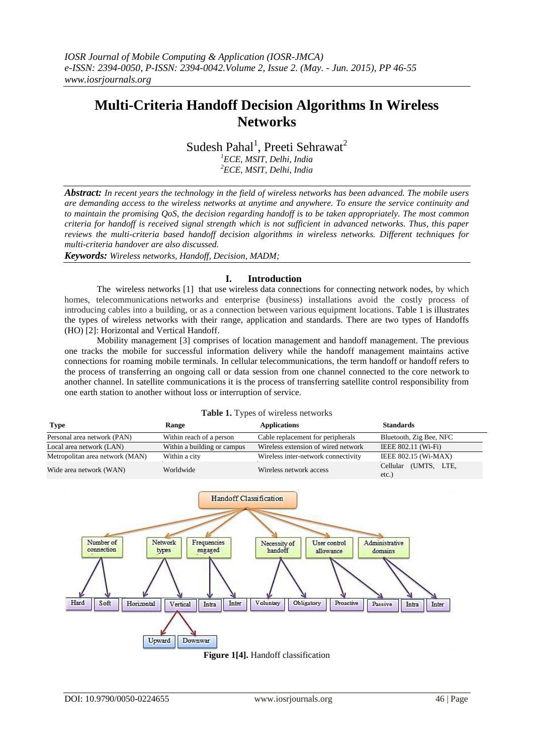# Multi-Criteria Handoff Decision Algorithms In Wireless Networks

Sudesh Pahal[1], Preeti Sehrawat[2]

[1]*ECE, MSIT, Delhi, India*
[2]*ECE, MSIT, Delhi, India*

***Abstract:*** *In recent years the technology in the field of wireless networks has been advanced. The mobile users are demanding access to the wireless networks at anytime and anywhere. To ensure the service continuity and to maintain the promising QoS, the decision regarding handoff is to be taken appropriately. The most common criteria for handoff is received signal strength which is not sufficient in advanced networks. Thus, this paper reviews the multi-criteria based handoff decision algorithms in wireless networks. Different techniques for multi-criteria handover are also discussed.*

***Keywords:*** *Wireless networks, Handoff, Decision, MADM;*

## I. Introduction

The wireless networks [1] that use wireless data connections for connecting network nodes, by which homes, telecommunications networks and enterprise (business) installations avoid the costly process of introducing cables into a building, or as a connection between various equipment locations. Table 1 is illustrates the types of wireless networks with their range, application and standards. There are two types of Handoffs (HO) [2]: Horizontal and Vertical Handoff.

Mobility management [3] comprises of location management and handoff management. The previous one tracks the mobile for successful information delivery while the handoff management maintains active connections for roaming mobile terminals. In cellular telecommunications, the term handoff or handoff refers to the process of transferring an ongoing call or data session from one channel connected to the core network to another channel. In satellite communications it is the process of transferring satellite control responsibility from one earth station to another without loss or interruption of service.

**Table 1.** Types of wireless networks

| Type | Range | Applications | Standards |
|---|---|---|---|
| Personal area network (PAN) | Within reach of a person | Cable replacement for peripherals | Bluetooth, Zig Bee, NFC |
| Local area network (LAN) | Within a building or campus | Wireless extension of wired network | IEEE 802.11 (Wi-Fi) |
| Metropolitan area network (MAN) | Within a city | Wireless inter-network connectivity | IEEE 802.15 (Wi-MAX) |
| Wide area network (WAN) | Worldwide | Wireless network access | Cellular (UMTS, LTE, etc.) |

**Figure 1[4].** Handoff classification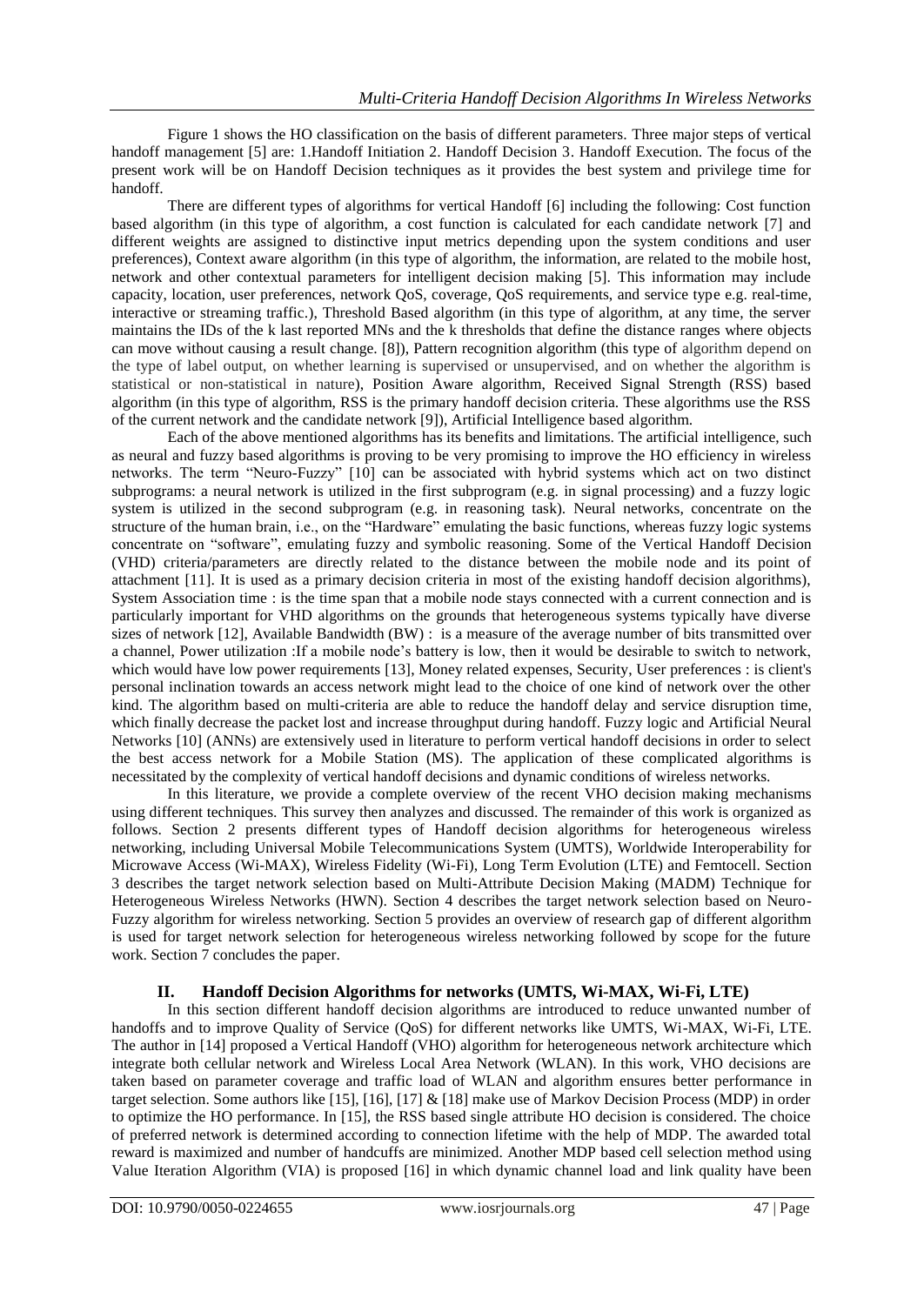Figure 1 shows the HO classification on the basis of different parameters. Three major steps of vertical handoff management [5] are: 1.Handoff Initiation 2. Handoff Decision 3. Handoff Execution. The focus of the present work will be on Handoff Decision techniques as it provides the best system and privilege time for handoff.

There are different types of algorithms for vertical Handoff [6] including the following: Cost function based algorithm (in this type of algorithm, a cost function is calculated for each candidate network [7] and different weights are assigned to distinctive input metrics depending upon the system conditions and user preferences), Context aware algorithm (in this type of algorithm, the information, are related to the mobile host, network and other contextual parameters for intelligent decision making [5]. This information may include capacity, location, user preferences, network QoS, coverage, QoS requirements, and service type e.g. real-time, interactive or streaming traffic.), Threshold Based algorithm (in this type of algorithm, at any time, the server maintains the IDs of the k last reported MNs and the k thresholds that define the distance ranges where objects can move without causing a result change. [8]), Pattern recognition algorithm (this type of algorithm depend on the type of label output, on whether learning is supervised or unsupervised, and on whether the algorithm is statistical or non-statistical in nature), Position Aware algorithm, Received Signal Strength (RSS) based algorithm (in this type of algorithm, RSS is the primary handoff decision criteria. These algorithms use the RSS of the current network and the candidate network [9]), Artificial Intelligence based algorithm.

Each of the above mentioned algorithms has its benefits and limitations. The artificial intelligence, such as neural and fuzzy based algorithms is proving to be very promising to improve the HO efficiency in wireless networks. The term "Neuro-Fuzzy" [10] can be associated with hybrid systems which act on two distinct subprograms: a neural network is utilized in the first subprogram (e.g. in signal processing) and a fuzzy logic system is utilized in the second subprogram (e.g. in reasoning task). Neural networks, concentrate on the structure of the human brain, i.e., on the "Hardware" emulating the basic functions, whereas fuzzy logic systems concentrate on "software", emulating fuzzy and symbolic reasoning. Some of the Vertical Handoff Decision (VHD) criteria/parameters are directly related to the distance between the mobile node and its point of attachment [11]. It is used as a primary decision criteria in most of the existing handoff decision algorithms), System Association time : is the time span that a mobile node stays connected with a current connection and is particularly important for VHD algorithms on the grounds that heterogeneous systems typically have diverse sizes of network [12], Available Bandwidth (BW) : is a measure of the average number of bits transmitted over a channel, Power utilization :If a mobile node's battery is low, then it would be desirable to switch to network, which would have low power requirements [13], Money related expenses, Security, User preferences : is client's personal inclination towards an access network might lead to the choice of one kind of network over the other kind. The algorithm based on multi-criteria are able to reduce the handoff delay and service disruption time, which finally decrease the packet lost and increase throughput during handoff. Fuzzy logic and Artificial Neural Networks [10] (ANNs) are extensively used in literature to perform vertical handoff decisions in order to select the best access network for a Mobile Station (MS). The application of these complicated algorithms is necessitated by the complexity of vertical handoff decisions and dynamic conditions of wireless networks.

In this literature, we provide a complete overview of the recent VHO decision making mechanisms using different techniques. This survey then analyzes and discussed. The remainder of this work is organized as follows. Section 2 presents different types of Handoff decision algorithms for heterogeneous wireless networking, including Universal Mobile Telecommunications System (UMTS), Worldwide Interoperability for Microwave Access (Wi-MAX), Wireless Fidelity (Wi-Fi), Long Term Evolution (LTE) and Femtocell. Section 3 describes the target network selection based on Multi-Attribute Decision Making (MADM) Technique for Heterogeneous Wireless Networks (HWN). Section 4 describes the target network selection based on Neuro-Fuzzy algorithm for wireless networking. Section 5 provides an overview of research gap of different algorithm is used for target network selection for heterogeneous wireless networking followed by scope for the future work. Section 7 concludes the paper.

## II. Handoff Decision Algorithms for networks (UMTS, Wi-MAX, Wi-Fi, LTE)

In this section different handoff decision algorithms are introduced to reduce unwanted number of handoffs and to improve Quality of Service (QoS) for different networks like UMTS, Wi-MAX, Wi-Fi, LTE. The author in [14] proposed a Vertical Handoff (VHO) algorithm for heterogeneous network architecture which integrate both cellular network and Wireless Local Area Network (WLAN). In this work, VHO decisions are taken based on parameter coverage and traffic load of WLAN and algorithm ensures better performance in target selection. Some authors like [15], [16], [17] & [18] make use of Markov Decision Process (MDP) in order to optimize the HO performance. In [15], the RSS based single attribute HO decision is considered. The choice of preferred network is determined according to connection lifetime with the help of MDP. The awarded total reward is maximized and number of handcuffs are minimized. Another MDP based cell selection method using Value Iteration Algorithm (VIA) is proposed [16] in which dynamic channel load and link quality have been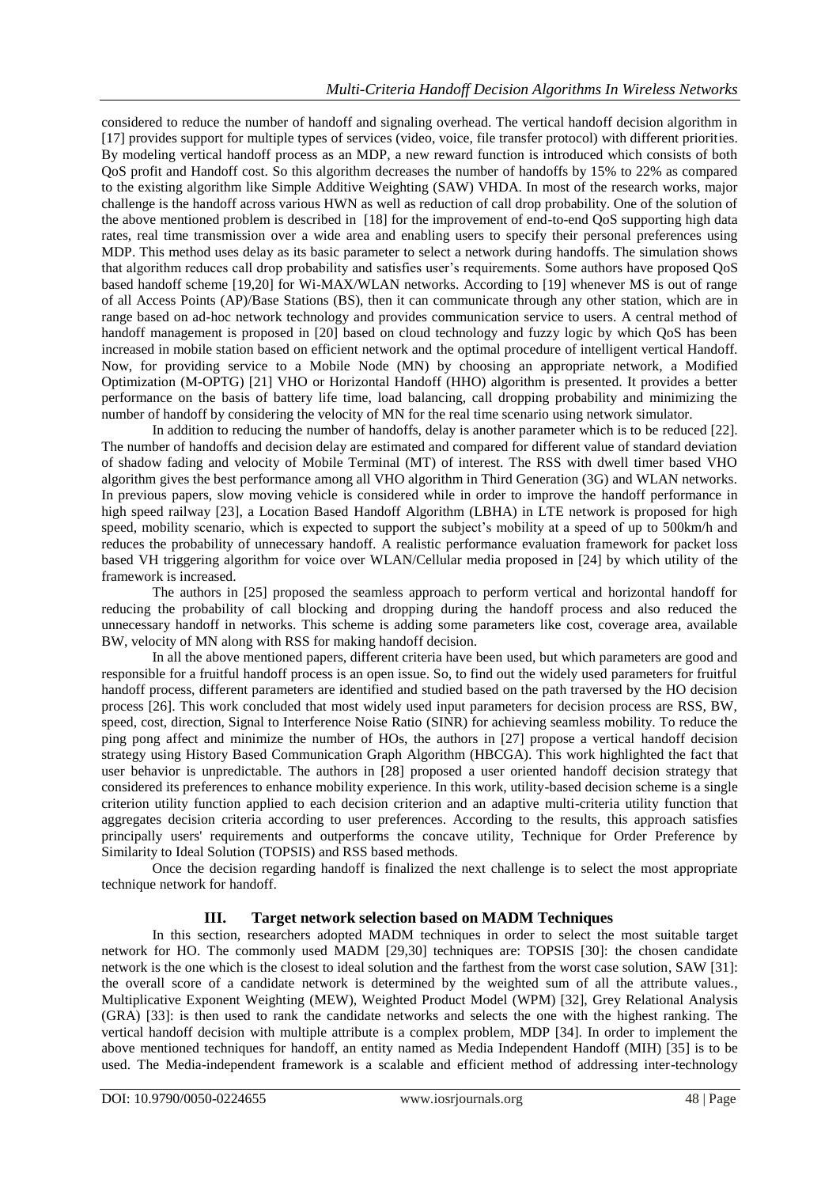considered to reduce the number of handoff and signaling overhead. The vertical handoff decision algorithm in [17] provides support for multiple types of services (video, voice, file transfer protocol) with different priorities. By modeling vertical handoff process as an MDP, a new reward function is introduced which consists of both QoS profit and Handoff cost. So this algorithm decreases the number of handoffs by 15% to 22% as compared to the existing algorithm like Simple Additive Weighting (SAW) VHDA. In most of the research works, major challenge is the handoff across various HWN as well as reduction of call drop probability. One of the solution of the above mentioned problem is described in [18] for the improvement of end-to-end QoS supporting high data rates, real time transmission over a wide area and enabling users to specify their personal preferences using MDP. This method uses delay as its basic parameter to select a network during handoffs. The simulation shows that algorithm reduces call drop probability and satisfies user's requirements. Some authors have proposed QoS based handoff scheme [19,20] for Wi-MAX/WLAN networks. According to [19] whenever MS is out of range of all Access Points (AP)/Base Stations (BS), then it can communicate through any other station, which are in range based on ad-hoc network technology and provides communication service to users. A central method of handoff management is proposed in [20] based on cloud technology and fuzzy logic by which QoS has been increased in mobile station based on efficient network and the optimal procedure of intelligent vertical Handoff. Now, for providing service to a Mobile Node (MN) by choosing an appropriate network, a Modified Optimization (M-OPTG) [21] VHO or Horizontal Handoff (HHO) algorithm is presented. It provides a better performance on the basis of battery life time, load balancing, call dropping probability and minimizing the number of handoff by considering the velocity of MN for the real time scenario using network simulator.

In addition to reducing the number of handoffs, delay is another parameter which is to be reduced [22]. The number of handoffs and decision delay are estimated and compared for different value of standard deviation of shadow fading and velocity of Mobile Terminal (MT) of interest. The RSS with dwell timer based VHO algorithm gives the best performance among all VHO algorithm in Third Generation (3G) and WLAN networks. In previous papers, slow moving vehicle is considered while in order to improve the handoff performance in high speed railway [23], a Location Based Handoff Algorithm (LBHA) in LTE network is proposed for high speed, mobility scenario, which is expected to support the subject's mobility at a speed of up to 500km/h and reduces the probability of unnecessary handoff. A realistic performance evaluation framework for packet loss based VH triggering algorithm for voice over WLAN/Cellular media proposed in [24] by which utility of the framework is increased.

The authors in [25] proposed the seamless approach to perform vertical and horizontal handoff for reducing the probability of call blocking and dropping during the handoff process and also reduced the unnecessary handoff in networks. This scheme is adding some parameters like cost, coverage area, available BW, velocity of MN along with RSS for making handoff decision.

In all the above mentioned papers, different criteria have been used, but which parameters are good and responsible for a fruitful handoff process is an open issue. So, to find out the widely used parameters for fruitful handoff process, different parameters are identified and studied based on the path traversed by the HO decision process [26]. This work concluded that most widely used input parameters for decision process are RSS, BW, speed, cost, direction, Signal to Interference Noise Ratio (SINR) for achieving seamless mobility. To reduce the ping pong affect and minimize the number of HOs, the authors in [27] propose a vertical handoff decision strategy using History Based Communication Graph Algorithm (HBCGA). This work highlighted the fact that user behavior is unpredictable. The authors in [28] proposed a user oriented handoff decision strategy that considered its preferences to enhance mobility experience. In this work, utility-based decision scheme is a single criterion utility function applied to each decision criterion and an adaptive multi-criteria utility function that aggregates decision criteria according to user preferences. According to the results, this approach satisfies principally users' requirements and outperforms the concave utility, Technique for Order Preference by Similarity to Ideal Solution (TOPSIS) and RSS based methods.

Once the decision regarding handoff is finalized the next challenge is to select the most appropriate technique network for handoff.

## III. Target network selection based on MADM Techniques

In this section, researchers adopted MADM techniques in order to select the most suitable target network for HO. The commonly used MADM [29,30] techniques are: TOPSIS [30]: the chosen candidate network is the one which is the closest to ideal solution and the farthest from the worst case solution, SAW [31]: the overall score of a candidate network is determined by the weighted sum of all the attribute values., Multiplicative Exponent Weighting (MEW), Weighted Product Model (WPM) [32], Grey Relational Analysis (GRA) [33]: is then used to rank the candidate networks and selects the one with the highest ranking. The vertical handoff decision with multiple attribute is a complex problem, MDP [34]. In order to implement the above mentioned techniques for handoff, an entity named as Media Independent Handoff (MIH) [35] is to be used. The Media-independent framework is a scalable and efficient method of addressing inter-technology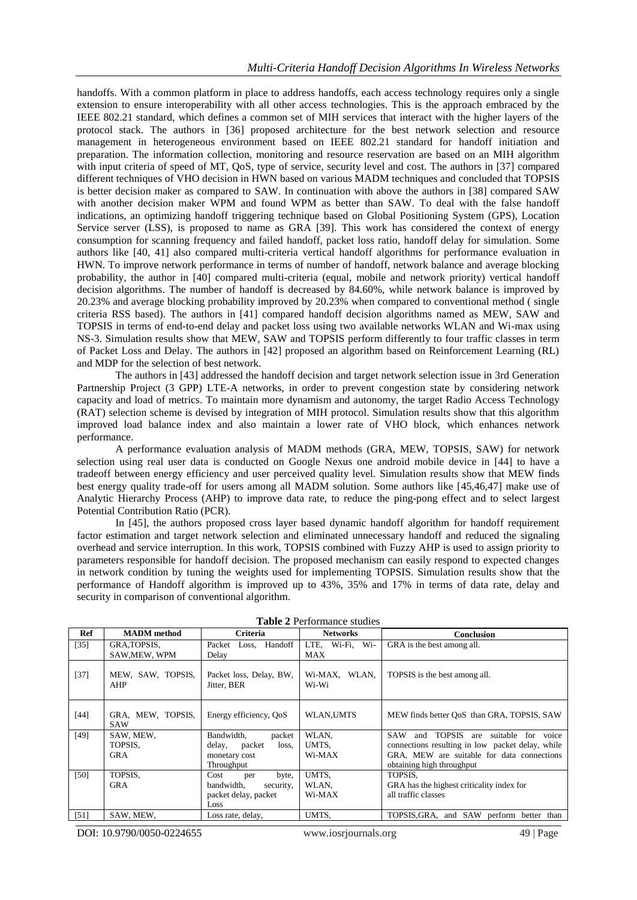handoffs. With a common platform in place to address handoffs, each access technology requires only a single extension to ensure interoperability with all other access technologies. This is the approach embraced by the IEEE 802.21 standard, which defines a common set of MIH services that interact with the higher layers of the protocol stack. The authors in [36] proposed architecture for the best network selection and resource management in heterogeneous environment based on IEEE 802.21 standard for handoff initiation and preparation. The information collection, monitoring and resource reservation are based on an MIH algorithm with input criteria of speed of MT, QoS, type of service, security level and cost. The authors in [37] compared different techniques of VHO decision in HWN based on various MADM techniques and concluded that TOPSIS is better decision maker as compared to SAW. In continuation with above the authors in [38] compared SAW with another decision maker WPM and found WPM as better than SAW. To deal with the false handoff indications, an optimizing handoff triggering technique based on Global Positioning System (GPS), Location Service server (LSS), is proposed to name as GRA [39]. This work has considered the context of energy consumption for scanning frequency and failed handoff, packet loss ratio, handoff delay for simulation. Some authors like [40, 41] also compared multi-criteria vertical handoff algorithms for performance evaluation in HWN. To improve network performance in terms of number of handoff, network balance and average blocking probability, the author in [40] compared multi-criteria (equal, mobile and network priority) vertical handoff decision algorithms. The number of handoff is decreased by 84.60%, while network balance is improved by 20.23% and average blocking probability improved by 20.23% when compared to conventional method ( single criteria RSS based). The authors in [41] compared handoff decision algorithms named as MEW, SAW and TOPSIS in terms of end-to-end delay and packet loss using two available networks WLAN and Wi-max using NS-3. Simulation results show that MEW, SAW and TOPSIS perform differently to four traffic classes in term of Packet Loss and Delay. The authors in [42] proposed an algorithm based on Reinforcement Learning (RL) and MDP for the selection of best network.

The authors in [43] addressed the handoff decision and target network selection issue in 3rd Generation Partnership Project (3 GPP) LTE-A networks, in order to prevent congestion state by considering network capacity and load of metrics. To maintain more dynamism and autonomy, the target Radio Access Technology (RAT) selection scheme is devised by integration of MIH protocol. Simulation results show that this algorithm improved load balance index and also maintain a lower rate of VHO block, which enhances network performance.

A performance evaluation analysis of MADM methods (GRA, MEW, TOPSIS, SAW) for network selection using real user data is conducted on Google Nexus one android mobile device in [44] to have a tradeoff between energy efficiency and user perceived quality level. Simulation results show that MEW finds best energy quality trade-off for users among all MADM solution. Some authors like [45,46,47] make use of Analytic Hierarchy Process (AHP) to improve data rate, to reduce the ping-pong effect and to select largest Potential Contribution Ratio (PCR).

In [45], the authors proposed cross layer based dynamic handoff algorithm for handoff requirement factor estimation and target network selection and eliminated unnecessary handoff and reduced the signaling overhead and service interruption. In this work, TOPSIS combined with Fuzzy AHP is used to assign priority to parameters responsible for handoff decision. The proposed mechanism can easily respond to expected changes in network condition by tuning the weights used for implementing TOPSIS. Simulation results show that the performance of Handoff algorithm is improved up to 43%, 35% and 17% in terms of data rate, delay and security in comparison of conventional algorithm.

**Table 2** Performance studies

| Ref | MADM method | Criteria | Networks | Conclusion |
|---|---|---|---|---|
| [35] | GRA,TOPSIS, SAW,MEW, WPM | Packet Loss, Handoff Delay | LTE, Wi-Fi, Wi-MAX | GRA is the best among all. |
| [37] | MEW, SAW, TOPSIS, AHP | Packet loss, Delay, BW, Jitter, BER | Wi-MAX, WLAN, Wi-Wi | TOPSIS is the best among all. |
| [44] | GRA, MEW, TOPSIS, SAW | Energy efficiency, QoS | WLAN,UMTS | MEW finds better QoS than GRA, TOPSIS, SAW |
| [49] | SAW, MEW, TOPSIS, GRA | Bandwidth, packet delay, packet loss, monetary cost Throughput | WLAN, UMTS, Wi-MAX | SAW and TOPSIS are suitable for voice connections resulting in low packet delay, while GRA, MEW are suitable for data connections obtaining high throughput |
| [50] | TOPSIS, GRA | Cost per byte, bandwidth, security, packet delay, packet Loss | UMTS, WLAN, Wi-MAX | TOPSIS, GRA has the highest criticality index for all traffic classes |
| [51] | SAW, MEW, | Loss rate, delay, | UMTS, | TOPSIS,GRA, and SAW perform better than |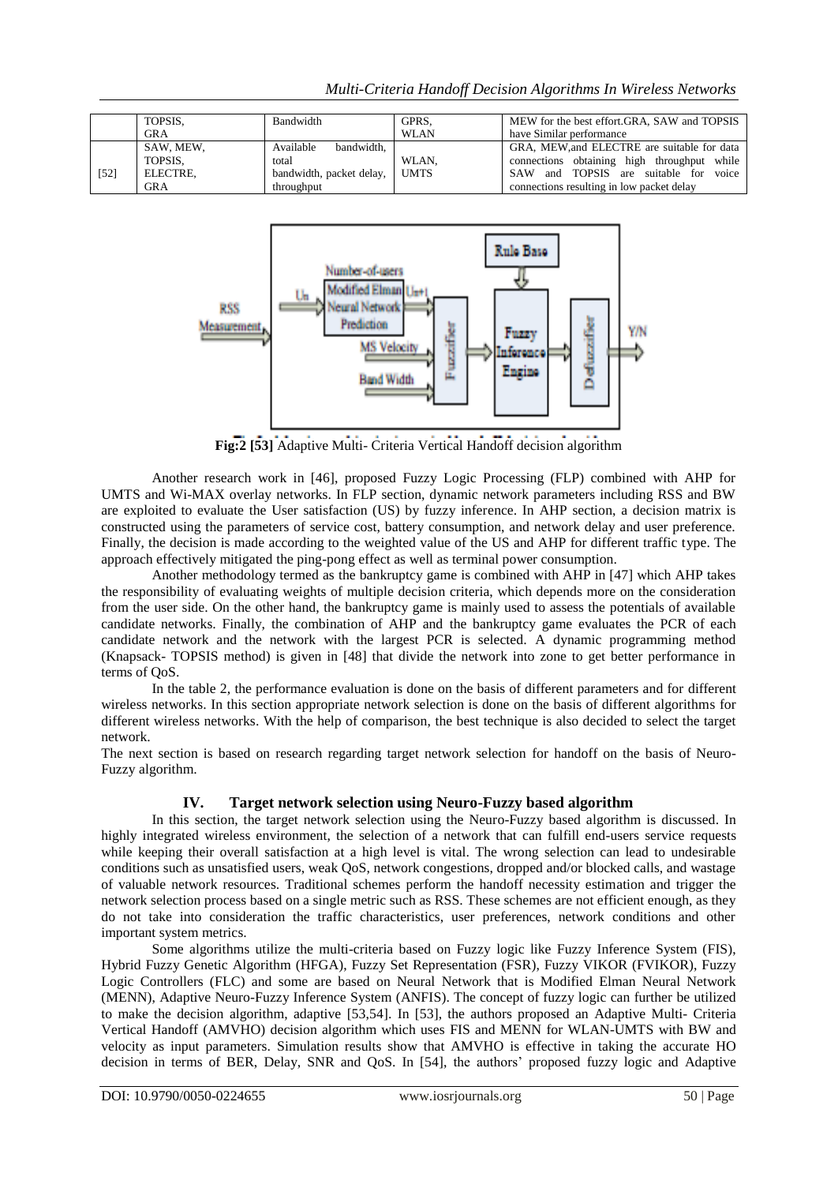|  | TOPSIS, GRA | Bandwidth | GPRS, WLAN | MEW for the best effort.GRA, SAW and TOPSIS have Similar performance |
|---|---|---|---|---|
| [52] | SAW, MEW, TOPSIS, ELECTRE, GRA | Available bandwidth, total bandwidth, packet delay, throughput | WLAN, UMTS | GRA, MEW,and ELECTRE are suitable for data connections obtaining high throughput while SAW and TOPSIS are suitable for voice connections resulting in low packet delay |

**Fig:2 [53]** Adaptive Multi- Criteria Vertical Handoff decision algorithm

Another research work in [46], proposed Fuzzy Logic Processing (FLP) combined with AHP for UMTS and Wi-MAX overlay networks. In FLP section, dynamic network parameters including RSS and BW are exploited to evaluate the User satisfaction (US) by fuzzy inference. In AHP section, a decision matrix is constructed using the parameters of service cost, battery consumption, and network delay and user preference. Finally, the decision is made according to the weighted value of the US and AHP for different traffic type. The approach effectively mitigated the ping-pong effect as well as terminal power consumption.

Another methodology termed as the bankruptcy game is combined with AHP in [47] which AHP takes the responsibility of evaluating weights of multiple decision criteria, which depends more on the consideration from the user side. On the other hand, the bankruptcy game is mainly used to assess the potentials of available candidate networks. Finally, the combination of AHP and the bankruptcy game evaluates the PCR of each candidate network and the network with the largest PCR is selected. A dynamic programming method (Knapsack- TOPSIS method) is given in [48] that divide the network into zone to get better performance in terms of QoS.

In the table 2, the performance evaluation is done on the basis of different parameters and for different wireless networks. In this section appropriate network selection is done on the basis of different algorithms for different wireless networks. With the help of comparison, the best technique is also decided to select the target network.

The next section is based on research regarding target network selection for handoff on the basis of Neuro-Fuzzy algorithm.

## IV. Target network selection using Neuro-Fuzzy based algorithm

In this section, the target network selection using the Neuro-Fuzzy based algorithm is discussed. In highly integrated wireless environment, the selection of a network that can fulfill end-users service requests while keeping their overall satisfaction at a high level is vital. The wrong selection can lead to undesirable conditions such as unsatisfied users, weak QoS, network congestions, dropped and/or blocked calls, and wastage of valuable network resources. Traditional schemes perform the handoff necessity estimation and trigger the network selection process based on a single metric such as RSS. These schemes are not efficient enough, as they do not take into consideration the traffic characteristics, user preferences, network conditions and other important system metrics.

Some algorithms utilize the multi-criteria based on Fuzzy logic like Fuzzy Inference System (FIS), Hybrid Fuzzy Genetic Algorithm (HFGA), Fuzzy Set Representation (FSR), Fuzzy VIKOR (FVIKOR), Fuzzy Logic Controllers (FLC) and some are based on Neural Network that is Modified Elman Neural Network (MENN), Adaptive Neuro-Fuzzy Inference System (ANFIS). The concept of fuzzy logic can further be utilized to make the decision algorithm, adaptive [53,54]. In [53], the authors proposed an Adaptive Multi- Criteria Vertical Handoff (AMVHO) decision algorithm which uses FIS and MENN for WLAN-UMTS with BW and velocity as input parameters. Simulation results show that AMVHO is effective in taking the accurate HO decision in terms of BER, Delay, SNR and QoS. In [54], the authors' proposed fuzzy logic and Adaptive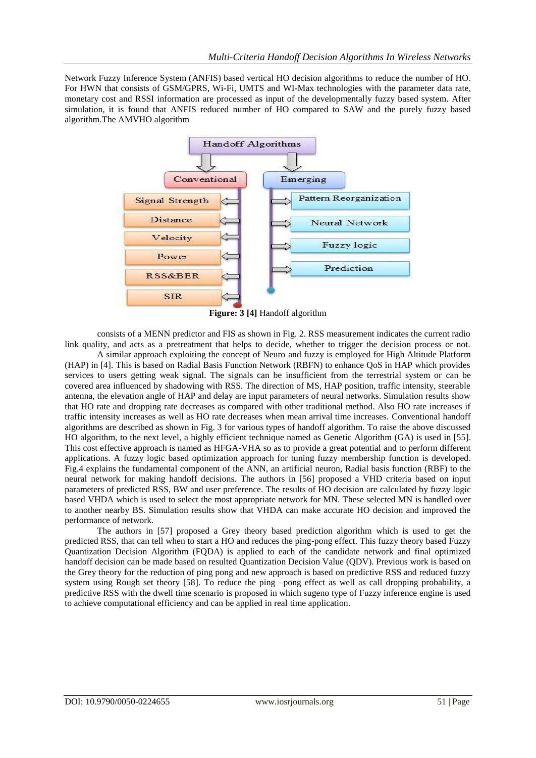Network Fuzzy Inference System (ANFIS) based vertical HO decision algorithms to reduce the number of HO. For HWN that consists of GSM/GPRS, Wi-Fi, UMTS and WI-Max technologies with the parameter data rate, monetary cost and RSSI information are processed as input of the developmentally fuzzy based system. After simulation, it is found that ANFIS reduced number of HO compared to SAW and the purely fuzzy based algorithm.The AMVHO algorithm

**Figure: 3 [4]** Handoff algorithm

consists of a MENN predictor and FIS as shown in Fig. 2. RSS measurement indicates the current radio link quality, and acts as a pretreatment that helps to decide, whether to trigger the decision process or not.

A similar approach exploiting the concept of Neuro and fuzzy is employed for High Altitude Platform (HAP) in [4]. This is based on Radial Basis Function Network (RBFN) to enhance QoS in HAP which provides services to users getting weak signal. The signals can be insufficient from the terrestrial system or can be covered area influenced by shadowing with RSS. The direction of MS, HAP position, traffic intensity, steerable antenna, the elevation angle of HAP and delay are input parameters of neural networks. Simulation results show that HO rate and dropping rate decreases as compared with other traditional method. Also HO rate increases if traffic intensity increases as well as HO rate decreases when mean arrival time increases. Conventional handoff algorithms are described as shown in Fig. 3 for various types of handoff algorithm. To raise the above discussed HO algorithm, to the next level, a highly efficient technique named as Genetic Algorithm (GA) is used in [55]. This cost effective approach is named as HFGA-VHA so as to provide a great potential and to perform different applications. A fuzzy logic based optimization approach for tuning fuzzy membership function is developed. Fig.4 explains the fundamental component of the ANN, an artificial neuron, Radial basis function (RBF) to the neural network for making handoff decisions. The authors in [56] proposed a VHD criteria based on input parameters of predicted RSS, BW and user preference. The results of HO decision are calculated by fuzzy logic based VHDA which is used to select the most appropriate network for MN. These selected MN is handled over to another nearby BS. Simulation results show that VHDA can make accurate HO decision and improved the performance of network.

The authors in [57] proposed a Grey theory based prediction algorithm which is used to get the predicted RSS, that can tell when to start a HO and reduces the ping-pong effect. This fuzzy theory based Fuzzy Quantization Decision Algorithm (FQDA) is applied to each of the candidate network and final optimized handoff decision can be made based on resulted Quantization Decision Value (QDV). Previous work is based on the Grey theory for the reduction of ping pong and new approach is based on predictive RSS and reduced fuzzy system using Rough set theory [58]. To reduce the ping –pong effect as well as call dropping probability, a predictive RSS with the dwell time scenario is proposed in which sugeno type of Fuzzy inference engine is used to achieve computational efficiency and can be applied in real time application.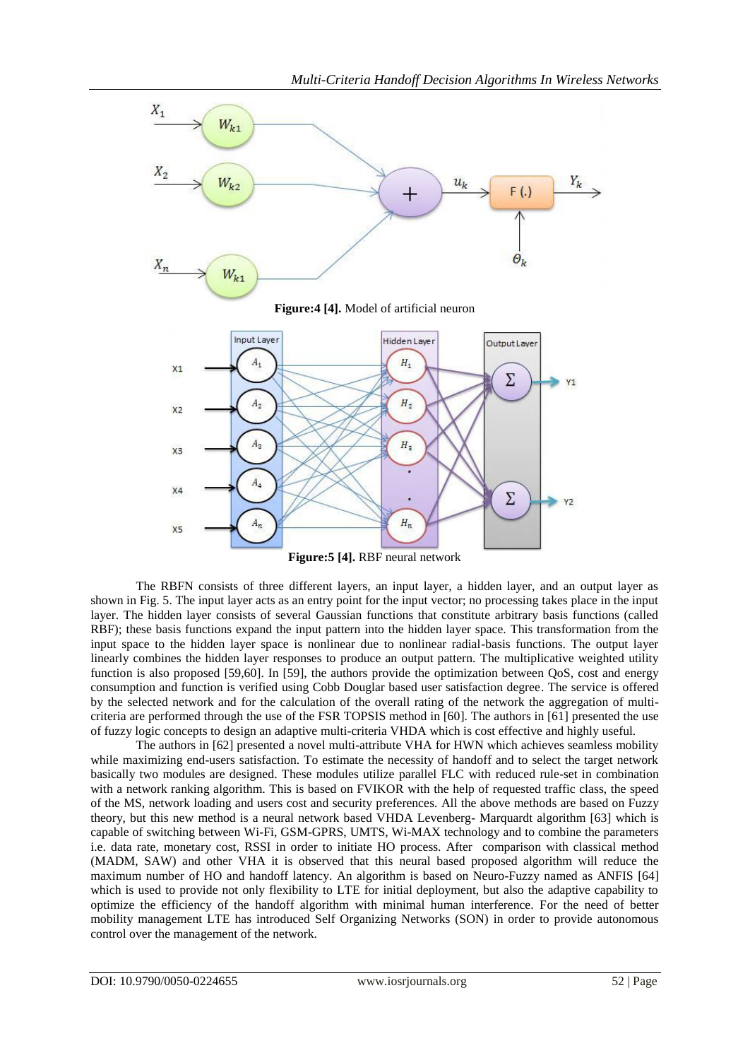**Figure:4 [4].** Model of artificial neuron

**Figure:5 [4].** RBF neural network

The RBFN consists of three different layers, an input layer, a hidden layer, and an output layer as shown in Fig. 5. The input layer acts as an entry point for the input vector; no processing takes place in the input layer. The hidden layer consists of several Gaussian functions that constitute arbitrary basis functions (called RBF); these basis functions expand the input pattern into the hidden layer space. This transformation from the input space to the hidden layer space is nonlinear due to nonlinear radial-basis functions. The output layer linearly combines the hidden layer responses to produce an output pattern. The multiplicative weighted utility function is also proposed [59,60]. In [59], the authors provide the optimization between QoS, cost and energy consumption and function is verified using Cobb Douglar based user satisfaction degree. The service is offered by the selected network and for the calculation of the overall rating of the network the aggregation of multi-criteria are performed through the use of the FSR TOPSIS method in [60]. The authors in [61] presented the use of fuzzy logic concepts to design an adaptive multi-criteria VHDA which is cost effective and highly useful.

The authors in [62] presented a novel multi-attribute VHA for HWN which achieves seamless mobility while maximizing end-users satisfaction. To estimate the necessity of handoff and to select the target network basically two modules are designed. These modules utilize parallel FLC with reduced rule-set in combination with a network ranking algorithm. This is based on FVIKOR with the help of requested traffic class, the speed of the MS, network loading and users cost and security preferences. All the above methods are based on Fuzzy theory, but this new method is a neural network based VHDA Levenberg- Marquardt algorithm [63] which is capable of switching between Wi-Fi, GSM-GPRS, UMTS, Wi-MAX technology and to combine the parameters i.e. data rate, monetary cost, RSSI in order to initiate HO process. After comparison with classical method (MADM, SAW) and other VHA it is observed that this neural based proposed algorithm will reduce the maximum number of HO and handoff latency. An algorithm is based on Neuro-Fuzzy named as ANFIS [64] which is used to provide not only flexibility to LTE for initial deployment, but also the adaptive capability to optimize the efficiency of the handoff algorithm with minimal human interference. For the need of better mobility management LTE has introduced Self Organizing Networks (SON) in order to provide autonomous control over the management of the network.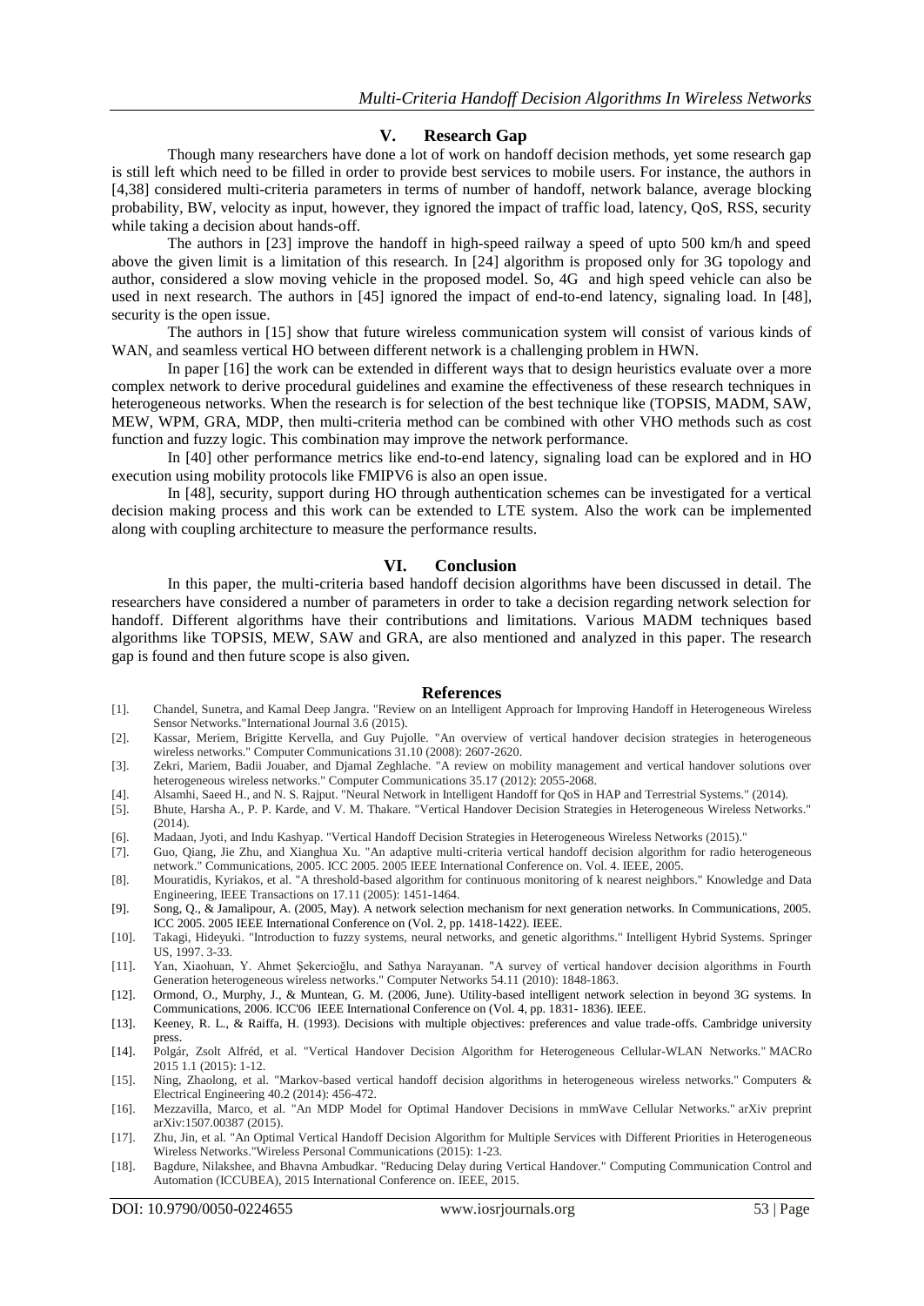## V. Research Gap

Though many researchers have done a lot of work on handoff decision methods, yet some research gap is still left which need to be filled in order to provide best services to mobile users. For instance, the authors in [4,38] considered multi-criteria parameters in terms of number of handoff, network balance, average blocking probability, BW, velocity as input, however, they ignored the impact of traffic load, latency, QoS, RSS, security while taking a decision about hands-off.

The authors in [23] improve the handoff in high-speed railway a speed of upto 500 km/h and speed above the given limit is a limitation of this research. In [24] algorithm is proposed only for 3G topology and author, considered a slow moving vehicle in the proposed model. So, 4G and high speed vehicle can also be used in next research. The authors in [45] ignored the impact of end-to-end latency, signaling load. In [48], security is the open issue.

The authors in [15] show that future wireless communication system will consist of various kinds of WAN, and seamless vertical HO between different network is a challenging problem in HWN.

In paper [16] the work can be extended in different ways that to design heuristics evaluate over a more complex network to derive procedural guidelines and examine the effectiveness of these research techniques in heterogeneous networks. When the research is for selection of the best technique like (TOPSIS, MADM, SAW, MEW, WPM, GRA, MDP, then multi-criteria method can be combined with other VHO methods such as cost function and fuzzy logic. This combination may improve the network performance.

In [40] other performance metrics like end-to-end latency, signaling load can be explored and in HO execution using mobility protocols like FMIPV6 is also an open issue.

In [48], security, support during HO through authentication schemes can be investigated for a vertical decision making process and this work can be extended to LTE system. Also the work can be implemented along with coupling architecture to measure the performance results.

## VI. Conclusion

In this paper, the multi-criteria based handoff decision algorithms have been discussed in detail. The researchers have considered a number of parameters in order to take a decision regarding network selection for handoff. Different algorithms have their contributions and limitations. Various MADM techniques based algorithms like TOPSIS, MEW, SAW and GRA, are also mentioned and analyzed in this paper. The research gap is found and then future scope is also given.

## References

[1]. Chandel, Sunetra, and Kamal Deep Jangra. "Review on an Intelligent Approach for Improving Handoff in Heterogeneous Wireless Sensor Networks."International Journal 3.6 (2015).

[2]. Kassar, Meriem, Brigitte Kervella, and Guy Pujolle. "An overview of vertical handover decision strategies in heterogeneous wireless networks." Computer Communications 31.10 (2008): 2607-2620.

[3]. Zekri, Mariem, Badii Jouaber, and Djamal Zeghlache. "A review on mobility management and vertical handover solutions over heterogeneous wireless networks." Computer Communications 35.17 (2012): 2055-2068.

[4]. Alsamhi, Saeed H., and N. S. Rajput. "Neural Network in Intelligent Handoff for QoS in HAP and Terrestrial Systems." (2014).

[5]. Bhute, Harsha A., P. P. Karde, and V. M. Thakare. "Vertical Handover Decision Strategies in Heterogeneous Wireless Networks." (2014).

[6]. Madaan, Jyoti, and Indu Kashyap. "Vertical Handoff Decision Strategies in Heterogeneous Wireless Networks (2015)."

[7]. Guo, Qiang, Jie Zhu, and Xianghua Xu. "An adaptive multi-criteria vertical handoff decision algorithm for radio heterogeneous network." Communications, 2005. ICC 2005. 2005 IEEE International Conference on. Vol. 4. IEEE, 2005.

[8]. Mouratidis, Kyriakos, et al. "A threshold-based algorithm for continuous monitoring of k nearest neighbors." Knowledge and Data Engineering, IEEE Transactions on 17.11 (2005): 1451-1464.

[9]. Song, Q., & Jamalipour, A. (2005, May). A network selection mechanism for next generation networks. In Communications, 2005. ICC 2005. 2005 IEEE International Conference on (Vol. 2, pp. 1418-1422). IEEE.

[10]. Takagi, Hideyuki. "Introduction to fuzzy systems, neural networks, and genetic algorithms." Intelligent Hybrid Systems. Springer US, 1997. 3-33.

[11]. Yan, Xiaohuan, Y. Ahmet Şekercioğlu, and Sathya Narayanan. "A survey of vertical handover decision algorithms in Fourth Generation heterogeneous wireless networks." Computer Networks 54.11 (2010): 1848-1863.

[12]. Ormond, O., Murphy, J., & Muntean, G. M. (2006, June). Utility-based intelligent network selection in beyond 3G systems. In Communications, 2006. ICC'06 IEEE International Conference on (Vol. 4, pp. 1831- 1836). IEEE.

[13]. Keeney, R. L., & Raiffa, H. (1993). Decisions with multiple objectives: preferences and value trade-offs. Cambridge university press.

[14]. Polgár, Zsolt Alfréd, et al. "Vertical Handover Decision Algorithm for Heterogeneous Cellular-WLAN Networks." MACRo 2015 1.1 (2015): 1-12.

[15]. Ning, Zhaolong, et al. "Markov-based vertical handoff decision algorithms in heterogeneous wireless networks." Computers & Electrical Engineering 40.2 (2014): 456-472.

[16]. Mezzavilla, Marco, et al. "An MDP Model for Optimal Handover Decisions in mmWave Cellular Networks." arXiv preprint arXiv:1507.00387 (2015).

[17]. Zhu, Jin, et al. "An Optimal Vertical Handoff Decision Algorithm for Multiple Services with Different Priorities in Heterogeneous Wireless Networks."Wireless Personal Communications (2015): 1-23.

[18]. Bagdure, Nilakshee, and Bhavna Ambudkar. "Reducing Delay during Vertical Handover." Computing Communication Control and Automation (ICCUBEA), 2015 International Conference on. IEEE, 2015.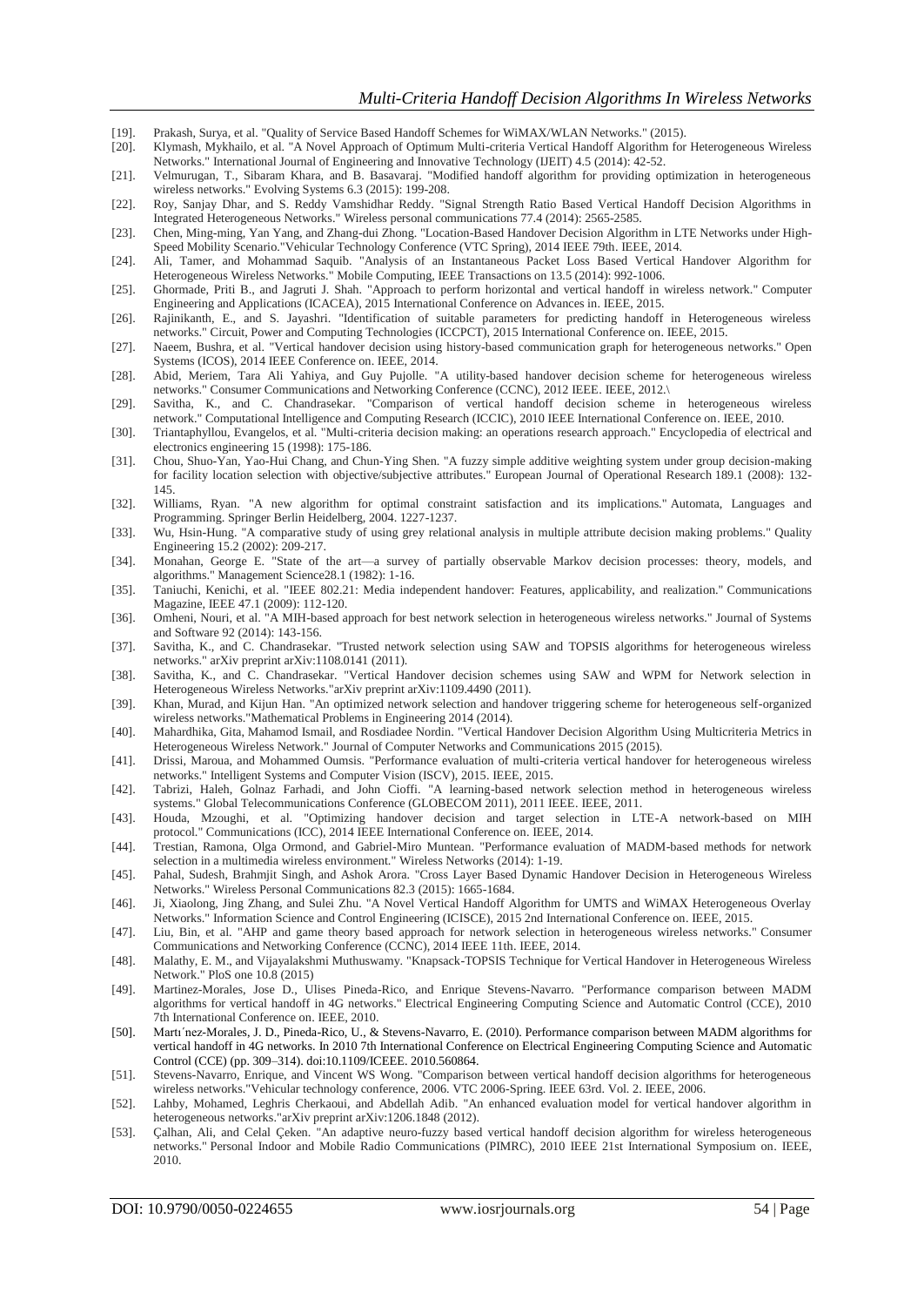[19]. Prakash, Surya, et al. "Quality of Service Based Handoff Schemes for WiMAX/WLAN Networks." (2015).

[20]. Klymash, Mykhailo, et al. "A Novel Approach of Optimum Multi-criteria Vertical Handoff Algorithm for Heterogeneous Wireless Networks." International Journal of Engineering and Innovative Technology (IJEIT) 4.5 (2014): 42-52.

[21]. Velmurugan, T., Sibaram Khara, and B. Basavaraj. "Modified handoff algorithm for providing optimization in heterogeneous wireless networks." Evolving Systems 6.3 (2015): 199-208.

[22]. Roy, Sanjay Dhar, and S. Reddy Vamshidhar Reddy. "Signal Strength Ratio Based Vertical Handoff Decision Algorithms in Integrated Heterogeneous Networks." Wireless personal communications 77.4 (2014): 2565-2585.

[23]. Chen, Ming-ming, Yan Yang, and Zhang-dui Zhong. "Location-Based Handover Decision Algorithm in LTE Networks under High-Speed Mobility Scenario."Vehicular Technology Conference (VTC Spring), 2014 IEEE 79th. IEEE, 2014.

[24]. Ali, Tamer, and Mohammad Saquib. "Analysis of an Instantaneous Packet Loss Based Vertical Handover Algorithm for Heterogeneous Wireless Networks." Mobile Computing, IEEE Transactions on 13.5 (2014): 992-1006.

[25]. Ghormade, Priti B., and Jagruti J. Shah. "Approach to perform horizontal and vertical handoff in wireless network." Computer Engineering and Applications (ICACEA), 2015 International Conference on Advances in. IEEE, 2015.

[26]. Rajinikanth, E., and S. Jayashri. "Identification of suitable parameters for predicting handoff in Heterogeneous wireless networks." Circuit, Power and Computing Technologies (ICCPCT), 2015 International Conference on. IEEE, 2015.

[27]. Naeem, Bushra, et al. "Vertical handover decision using history-based communication graph for heterogeneous networks." Open Systems (ICOS), 2014 IEEE Conference on. IEEE, 2014.

[28]. Abid, Meriem, Tara Ali Yahiya, and Guy Pujolle. "A utility-based handover decision scheme for heterogeneous wireless networks." Consumer Communications and Networking Conference (CCNC), 2012 IEEE. IEEE, 2012.\

[29]. Savitha, K., and C. Chandrasekar. "Comparison of vertical handoff decision scheme in heterogeneous wireless network." Computational Intelligence and Computing Research (ICCIC), 2010 IEEE International Conference on. IEEE, 2010.

[30]. Triantaphyllou, Evangelos, et al. "Multi-criteria decision making: an operations research approach." Encyclopedia of electrical and electronics engineering 15 (1998): 175-186.

[31]. Chou, Shuo-Yan, Yao-Hui Chang, and Chun-Ying Shen. "A fuzzy simple additive weighting system under group decision-making for facility location selection with objective/subjective attributes." European Journal of Operational Research 189.1 (2008): 132-145.

[32]. Williams, Ryan. "A new algorithm for optimal constraint satisfaction and its implications." Automata, Languages and Programming. Springer Berlin Heidelberg, 2004. 1227-1237.

[33]. Wu, Hsin-Hung. "A comparative study of using grey relational analysis in multiple attribute decision making problems." Quality Engineering 15.2 (2002): 209-217.

[34]. Monahan, George E. "State of the art—a survey of partially observable Markov decision processes: theory, models, and algorithms." Management Science28.1 (1982): 1-16.

[35]. Taniuchi, Kenichi, et al. "IEEE 802.21: Media independent handover: Features, applicability, and realization." Communications Magazine, IEEE 47.1 (2009): 112-120.

[36]. Omheni, Nouri, et al. "A MIH-based approach for best network selection in heterogeneous wireless networks." Journal of Systems and Software 92 (2014): 143-156.

[37]. Savitha, K., and C. Chandrasekar. "Trusted network selection using SAW and TOPSIS algorithms for heterogeneous wireless networks." arXiv preprint arXiv:1108.0141 (2011).

[38]. Savitha, K., and C. Chandrasekar. "Vertical Handover decision schemes using SAW and WPM for Network selection in Heterogeneous Wireless Networks."arXiv preprint arXiv:1109.4490 (2011).

[39]. Khan, Murad, and Kijun Han. "An optimized network selection and handover triggering scheme for heterogeneous self-organized wireless networks."Mathematical Problems in Engineering 2014 (2014).

[40]. Mahardhika, Gita, Mahamod Ismail, and Rosdiadee Nordin. "Vertical Handover Decision Algorithm Using Multicriteria Metrics in Heterogeneous Wireless Network." Journal of Computer Networks and Communications 2015 (2015).

[41]. Drissi, Maroua, and Mohammed Oumsis. "Performance evaluation of multi-criteria vertical handover for heterogeneous wireless networks." Intelligent Systems and Computer Vision (ISCV), 2015. IEEE, 2015.

[42]. Tabrizi, Haleh, Golnaz Farhadi, and John Cioffi. "A learning-based network selection method in heterogeneous wireless systems." Global Telecommunications Conference (GLOBECOM 2011), 2011 IEEE. IEEE, 2011.

[43]. Houda, Mzoughi, et al. "Optimizing handover decision and target selection in LTE-A network-based on MIH protocol." Communications (ICC), 2014 IEEE International Conference on. IEEE, 2014.

[44]. Trestian, Ramona, Olga Ormond, and Gabriel-Miro Muntean. "Performance evaluation of MADM-based methods for network selection in a multimedia wireless environment." Wireless Networks (2014): 1-19.

[45]. Pahal, Sudesh, Brahmjit Singh, and Ashok Arora. "Cross Layer Based Dynamic Handover Decision in Heterogeneous Wireless Networks." Wireless Personal Communications 82.3 (2015): 1665-1684.

[46]. Ji, Xiaolong, Jing Zhang, and Sulei Zhu. "A Novel Vertical Handoff Algorithm for UMTS and WiMAX Heterogeneous Overlay Networks." Information Science and Control Engineering (ICISCE), 2015 2nd International Conference on. IEEE, 2015.

[47]. Liu, Bin, et al. "AHP and game theory based approach for network selection in heterogeneous wireless networks." Consumer Communications and Networking Conference (CCNC), 2014 IEEE 11th. IEEE, 2014.

[48]. Malathy, E. M., and Vijayalakshmi Muthuswamy. "Knapsack-TOPSIS Technique for Vertical Handover in Heterogeneous Wireless Network." PloS one 10.8 (2015)

[49]. Martinez-Morales, Jose D., Ulises Pineda-Rico, and Enrique Stevens-Navarro. "Performance comparison between MADM algorithms for vertical handoff in 4G networks." Electrical Engineering Computing Science and Automatic Control (CCE), 2010 7th International Conference on. IEEE, 2010.

[50]. Martı´nez-Morales, J. D., Pineda-Rico, U., & Stevens-Navarro, E. (2010). Performance comparison between MADM algorithms for vertical handoff in 4G networks. In 2010 7th International Conference on Electrical Engineering Computing Science and Automatic Control (CCE) (pp. 309–314). doi:10.1109/ICEEE. 2010.560864.

[51]. Stevens-Navarro, Enrique, and Vincent WS Wong. "Comparison between vertical handoff decision algorithms for heterogeneous wireless networks."Vehicular technology conference, 2006. VTC 2006-Spring. IEEE 63rd. Vol. 2. IEEE, 2006.

[52]. Lahby, Mohamed, Leghris Cherkaoui, and Abdellah Adib. "An enhanced evaluation model for vertical handover algorithm in heterogeneous networks."arXiv preprint arXiv:1206.1848 (2012).

[53]. Çalhan, Ali, and Celal Çeken. "An adaptive neuro-fuzzy based vertical handoff decision algorithm for wireless heterogeneous networks." Personal Indoor and Mobile Radio Communications (PIMRC), 2010 IEEE 21st International Symposium on. IEEE, 2010.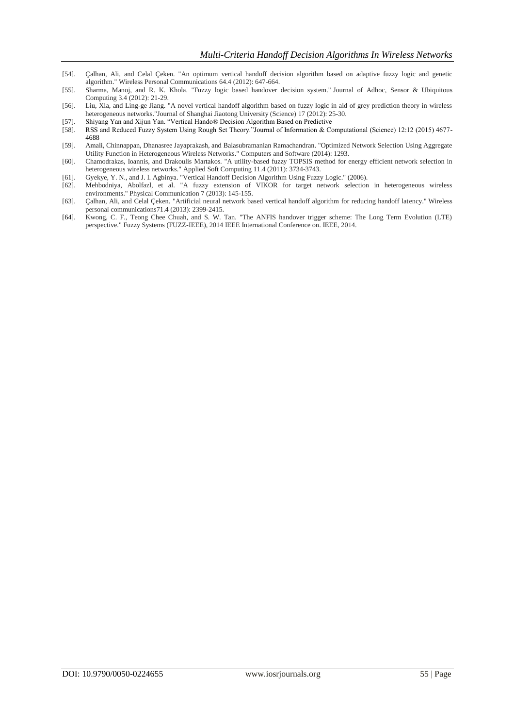[54]. Çalhan, Ali, and Celal Çeken. "An optimum vertical handoff decision algorithm based on adaptive fuzzy logic and genetic algorithm." Wireless Personal Communications 64.4 (2012): 647-664.

[55]. Sharma, Manoj, and R. K. Khola. "Fuzzy logic based handover decision system." Journal of Adhoc, Sensor & Ubiquitous Computing 3.4 (2012): 21-29.

[56]. Liu, Xia, and Ling-ge Jiang. "A novel vertical handoff algorithm based on fuzzy logic in aid of grey prediction theory in wireless heterogeneous networks."Journal of Shanghai Jiaotong University (Science) 17 (2012): 25-30.

[57]. Shiyang Yan and Xijun Yan. "Vertical Hando® Decision Algorithm Based on Predictive

[58]. RSS and Reduced Fuzzy System Using Rough Set Theory."Journal of Information & Computational (Science) 12:12 (2015) 4677-4688

[59]. Amali, Chinnappan, Dhanasree Jayaprakash, and Balasubramanian Ramachandran. "Optimized Network Selection Using Aggregate Utility Function in Heterogeneous Wireless Networks." Computers and Software (2014): 1293.

[60]. Chamodrakas, Ioannis, and Drakoulis Martakos. "A utility-based fuzzy TOPSIS method for energy efficient network selection in heterogeneous wireless networks." Applied Soft Computing 11.4 (2011): 3734-3743.

[61]. Gyekye, Y. N., and J. I. Agbinya. "Vertical Handoff Decision Algorithm Using Fuzzy Logic." (2006).

[62]. Mehbodniya, Abolfazl, et al. "A fuzzy extension of VIKOR for target network selection in heterogeneous wireless environments." Physical Communication 7 (2013): 145-155.

[63]. Çalhan, Ali, and Celal Çeken. "Artificial neural network based vertical handoff algorithm for reducing handoff latency." Wireless personal communications71.4 (2013): 2399-2415.

[64]. Kwong, C. F., Teong Chee Chuah, and S. W. Tan. "The ANFIS handover trigger scheme: The Long Term Evolution (LTE) perspective." Fuzzy Systems (FUZZ-IEEE), 2014 IEEE International Conference on. IEEE, 2014.